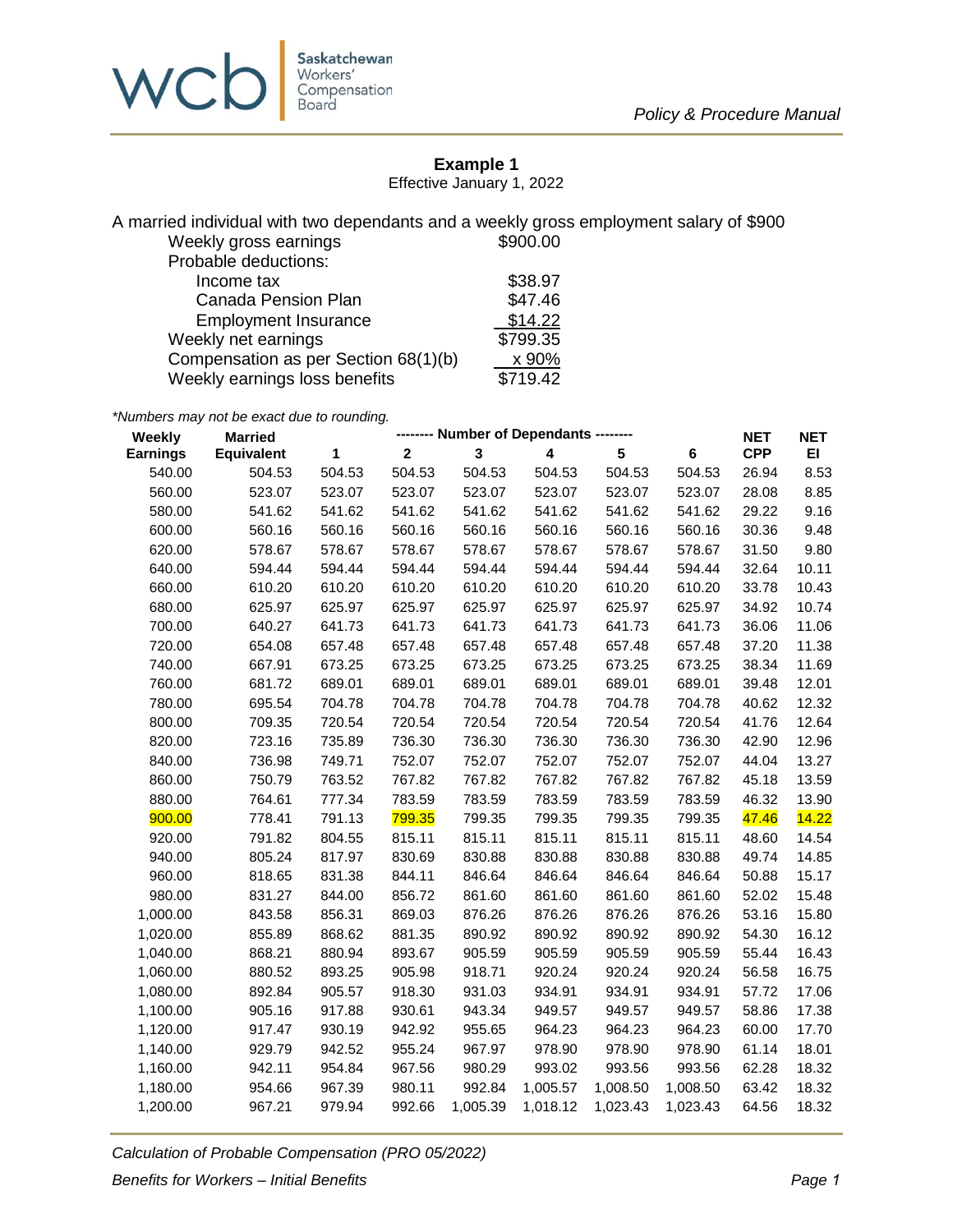## Example 1

Effective January 1, 2022

A married individual with two dependants and a weekly gross employment salary of $900

| | |
|---|---|
| Weekly gross earnings | $900.00 |
| Probable deductions: | |
| Income tax | $38.97 |
| Canada Pension Plan | $47.46 |
| Employment Insurance | $14.22 |
| Weekly net earnings | $799.35 |
| Compensation as per Section 68(1)(b) | x 90% |
| Weekly earnings loss benefits | $719.42 |

*\*Numbers may not be exact due to rounding.*

| Weekly Earnings | Married Equivalent | -------- Number of Dependants -------- 1 | 2 | 3 | 4 | 5 | 6 | NET CPP | NET EI |
|---|---|---|---|---|---|---|---|---|---|
| 540.00 | 504.53 | 504.53 | 504.53 | 504.53 | 504.53 | 504.53 | 504.53 | 26.94 | 8.53 |
| 560.00 | 523.07 | 523.07 | 523.07 | 523.07 | 523.07 | 523.07 | 523.07 | 28.08 | 8.85 |
| 580.00 | 541.62 | 541.62 | 541.62 | 541.62 | 541.62 | 541.62 | 541.62 | 29.22 | 9.16 |
| 600.00 | 560.16 | 560.16 | 560.16 | 560.16 | 560.16 | 560.16 | 560.16 | 30.36 | 9.48 |
| 620.00 | 578.67 | 578.67 | 578.67 | 578.67 | 578.67 | 578.67 | 578.67 | 31.50 | 9.80 |
| 640.00 | 594.44 | 594.44 | 594.44 | 594.44 | 594.44 | 594.44 | 594.44 | 32.64 | 10.11 |
| 660.00 | 610.20 | 610.20 | 610.20 | 610.20 | 610.20 | 610.20 | 610.20 | 33.78 | 10.43 |
| 680.00 | 625.97 | 625.97 | 625.97 | 625.97 | 625.97 | 625.97 | 625.97 | 34.92 | 10.74 |
| 700.00 | 640.27 | 641.73 | 641.73 | 641.73 | 641.73 | 641.73 | 641.73 | 36.06 | 11.06 |
| 720.00 | 654.08 | 657.48 | 657.48 | 657.48 | 657.48 | 657.48 | 657.48 | 37.20 | 11.38 |
| 740.00 | 667.91 | 673.25 | 673.25 | 673.25 | 673.25 | 673.25 | 673.25 | 38.34 | 11.69 |
| 760.00 | 681.72 | 689.01 | 689.01 | 689.01 | 689.01 | 689.01 | 689.01 | 39.48 | 12.01 |
| 780.00 | 695.54 | 704.78 | 704.78 | 704.78 | 704.78 | 704.78 | 704.78 | 40.62 | 12.32 |
| 800.00 | 709.35 | 720.54 | 720.54 | 720.54 | 720.54 | 720.54 | 720.54 | 41.76 | 12.64 |
| 820.00 | 723.16 | 735.89 | 736.30 | 736.30 | 736.30 | 736.30 | 736.30 | 42.90 | 12.96 |
| 840.00 | 736.98 | 749.71 | 752.07 | 752.07 | 752.07 | 752.07 | 752.07 | 44.04 | 13.27 |
| 860.00 | 750.79 | 763.52 | 767.82 | 767.82 | 767.82 | 767.82 | 767.82 | 45.18 | 13.59 |
| 880.00 | 764.61 | 777.34 | 783.59 | 783.59 | 783.59 | 783.59 | 783.59 | 46.32 | 13.90 |
| 900.00 | 778.41 | 791.13 | 799.35 | 799.35 | 799.35 | 799.35 | 799.35 | 47.46 | 14.22 |
| 920.00 | 791.82 | 804.55 | 815.11 | 815.11 | 815.11 | 815.11 | 815.11 | 48.60 | 14.54 |
| 940.00 | 805.24 | 817.97 | 830.69 | 830.88 | 830.88 | 830.88 | 830.88 | 49.74 | 14.85 |
| 960.00 | 818.65 | 831.38 | 844.11 | 846.64 | 846.64 | 846.64 | 846.64 | 50.88 | 15.17 |
| 980.00 | 831.27 | 844.00 | 856.72 | 861.60 | 861.60 | 861.60 | 861.60 | 52.02 | 15.48 |
| 1,000.00 | 843.58 | 856.31 | 869.03 | 876.26 | 876.26 | 876.26 | 876.26 | 53.16 | 15.80 |
| 1,020.00 | 855.89 | 868.62 | 881.35 | 890.92 | 890.92 | 890.92 | 890.92 | 54.30 | 16.12 |
| 1,040.00 | 868.21 | 880.94 | 893.67 | 905.59 | 905.59 | 905.59 | 905.59 | 55.44 | 16.43 |
| 1,060.00 | 880.52 | 893.25 | 905.98 | 918.71 | 920.24 | 920.24 | 920.24 | 56.58 | 16.75 |
| 1,080.00 | 892.84 | 905.57 | 918.30 | 931.03 | 934.91 | 934.91 | 934.91 | 57.72 | 17.06 |
| 1,100.00 | 905.16 | 917.88 | 930.61 | 943.34 | 949.57 | 949.57 | 949.57 | 58.86 | 17.38 |
| 1,120.00 | 917.47 | 930.19 | 942.92 | 955.65 | 964.23 | 964.23 | 964.23 | 60.00 | 17.70 |
| 1,140.00 | 929.79 | 942.52 | 955.24 | 967.97 | 978.90 | 978.90 | 978.90 | 61.14 | 18.01 |
| 1,160.00 | 942.11 | 954.84 | 967.56 | 980.29 | 993.02 | 993.56 | 993.56 | 62.28 | 18.32 |
| 1,180.00 | 954.66 | 967.39 | 980.11 | 992.84 | 1,005.57 | 1,008.50 | 1,008.50 | 63.42 | 18.32 |
| 1,200.00 | 967.21 | 979.94 | 992.66 | 1,005.39 | 1,018.12 | 1,023.43 | 1,023.43 | 64.56 | 18.32 |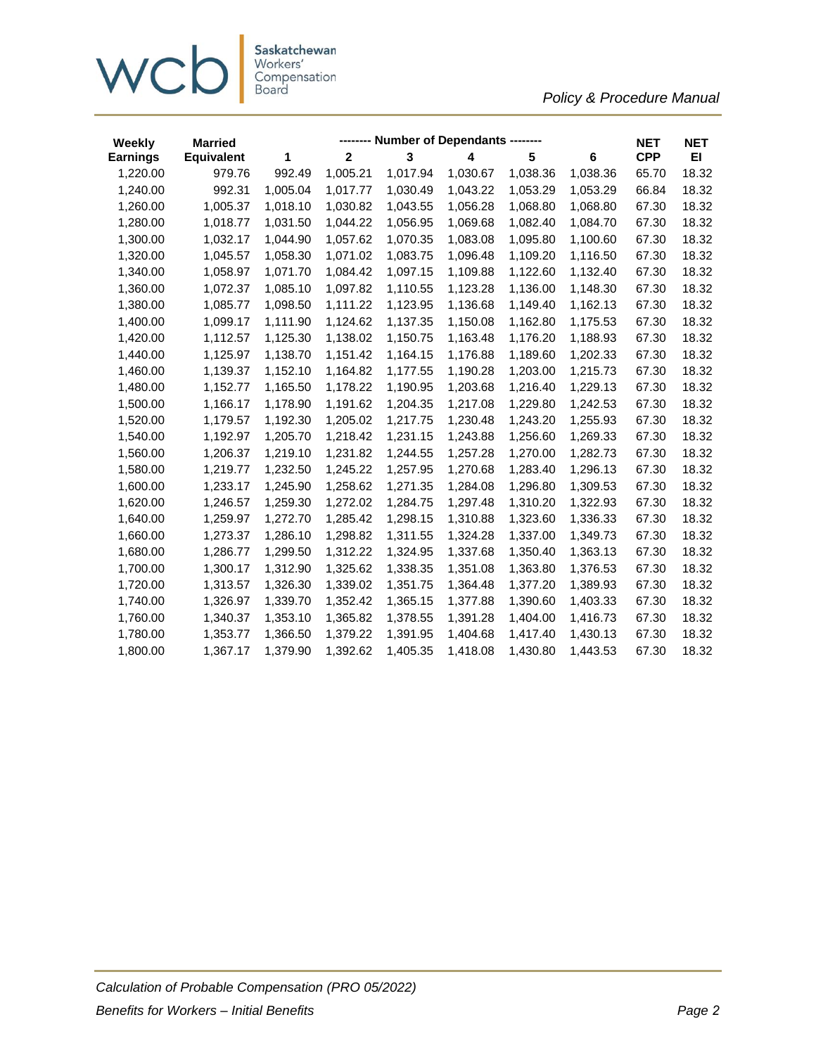| Weekly Earnings | Married Equivalent | -------- Number of Dependants -------- 1 | 2 | 3 | 4 | 5 | 6 | NET CPP | NET EI |
|---|---|---|---|---|---|---|---|---|---|
| 1,220.00 | 979.76 | 992.49 | 1,005.21 | 1,017.94 | 1,030.67 | 1,038.36 | 1,038.36 | 65.70 | 18.32 |
| 1,240.00 | 992.31 | 1,005.04 | 1,017.77 | 1,030.49 | 1,043.22 | 1,053.29 | 1,053.29 | 66.84 | 18.32 |
| 1,260.00 | 1,005.37 | 1,018.10 | 1,030.82 | 1,043.55 | 1,056.28 | 1,068.80 | 1,068.80 | 67.30 | 18.32 |
| 1,280.00 | 1,018.77 | 1,031.50 | 1,044.22 | 1,056.95 | 1,069.68 | 1,082.40 | 1,084.70 | 67.30 | 18.32 |
| 1,300.00 | 1,032.17 | 1,044.90 | 1,057.62 | 1,070.35 | 1,083.08 | 1,095.80 | 1,100.60 | 67.30 | 18.32 |
| 1,320.00 | 1,045.57 | 1,058.30 | 1,071.02 | 1,083.75 | 1,096.48 | 1,109.20 | 1,116.50 | 67.30 | 18.32 |
| 1,340.00 | 1,058.97 | 1,071.70 | 1,084.42 | 1,097.15 | 1,109.88 | 1,122.60 | 1,132.40 | 67.30 | 18.32 |
| 1,360.00 | 1,072.37 | 1,085.10 | 1,097.82 | 1,110.55 | 1,123.28 | 1,136.00 | 1,148.30 | 67.30 | 18.32 |
| 1,380.00 | 1,085.77 | 1,098.50 | 1,111.22 | 1,123.95 | 1,136.68 | 1,149.40 | 1,162.13 | 67.30 | 18.32 |
| 1,400.00 | 1,099.17 | 1,111.90 | 1,124.62 | 1,137.35 | 1,150.08 | 1,162.80 | 1,175.53 | 67.30 | 18.32 |
| 1,420.00 | 1,112.57 | 1,125.30 | 1,138.02 | 1,150.75 | 1,163.48 | 1,176.20 | 1,188.93 | 67.30 | 18.32 |
| 1,440.00 | 1,125.97 | 1,138.70 | 1,151.42 | 1,164.15 | 1,176.88 | 1,189.60 | 1,202.33 | 67.30 | 18.32 |
| 1,460.00 | 1,139.37 | 1,152.10 | 1,164.82 | 1,177.55 | 1,190.28 | 1,203.00 | 1,215.73 | 67.30 | 18.32 |
| 1,480.00 | 1,152.77 | 1,165.50 | 1,178.22 | 1,190.95 | 1,203.68 | 1,216.40 | 1,229.13 | 67.30 | 18.32 |
| 1,500.00 | 1,166.17 | 1,178.90 | 1,191.62 | 1,204.35 | 1,217.08 | 1,229.80 | 1,242.53 | 67.30 | 18.32 |
| 1,520.00 | 1,179.57 | 1,192.30 | 1,205.02 | 1,217.75 | 1,230.48 | 1,243.20 | 1,255.93 | 67.30 | 18.32 |
| 1,540.00 | 1,192.97 | 1,205.70 | 1,218.42 | 1,231.15 | 1,243.88 | 1,256.60 | 1,269.33 | 67.30 | 18.32 |
| 1,560.00 | 1,206.37 | 1,219.10 | 1,231.82 | 1,244.55 | 1,257.28 | 1,270.00 | 1,282.73 | 67.30 | 18.32 |
| 1,580.00 | 1,219.77 | 1,232.50 | 1,245.22 | 1,257.95 | 1,270.68 | 1,283.40 | 1,296.13 | 67.30 | 18.32 |
| 1,600.00 | 1,233.17 | 1,245.90 | 1,258.62 | 1,271.35 | 1,284.08 | 1,296.80 | 1,309.53 | 67.30 | 18.32 |
| 1,620.00 | 1,246.57 | 1,259.30 | 1,272.02 | 1,284.75 | 1,297.48 | 1,310.20 | 1,322.93 | 67.30 | 18.32 |
| 1,640.00 | 1,259.97 | 1,272.70 | 1,285.42 | 1,298.15 | 1,310.88 | 1,323.60 | 1,336.33 | 67.30 | 18.32 |
| 1,660.00 | 1,273.37 | 1,286.10 | 1,298.82 | 1,311.55 | 1,324.28 | 1,337.00 | 1,349.73 | 67.30 | 18.32 |
| 1,680.00 | 1,286.77 | 1,299.50 | 1,312.22 | 1,324.95 | 1,337.68 | 1,350.40 | 1,363.13 | 67.30 | 18.32 |
| 1,700.00 | 1,300.17 | 1,312.90 | 1,325.62 | 1,338.35 | 1,351.08 | 1,363.80 | 1,376.53 | 67.30 | 18.32 |
| 1,720.00 | 1,313.57 | 1,326.30 | 1,339.02 | 1,351.75 | 1,364.48 | 1,377.20 | 1,389.93 | 67.30 | 18.32 |
| 1,740.00 | 1,326.97 | 1,339.70 | 1,352.42 | 1,365.15 | 1,377.88 | 1,390.60 | 1,403.33 | 67.30 | 18.32 |
| 1,760.00 | 1,340.37 | 1,353.10 | 1,365.82 | 1,378.55 | 1,391.28 | 1,404.00 | 1,416.73 | 67.30 | 18.32 |
| 1,780.00 | 1,353.77 | 1,366.50 | 1,379.22 | 1,391.95 | 1,404.68 | 1,417.40 | 1,430.13 | 67.30 | 18.32 |
| 1,800.00 | 1,367.17 | 1,379.90 | 1,392.62 | 1,405.35 | 1,418.08 | 1,430.80 | 1,443.53 | 67.30 | 18.32 |